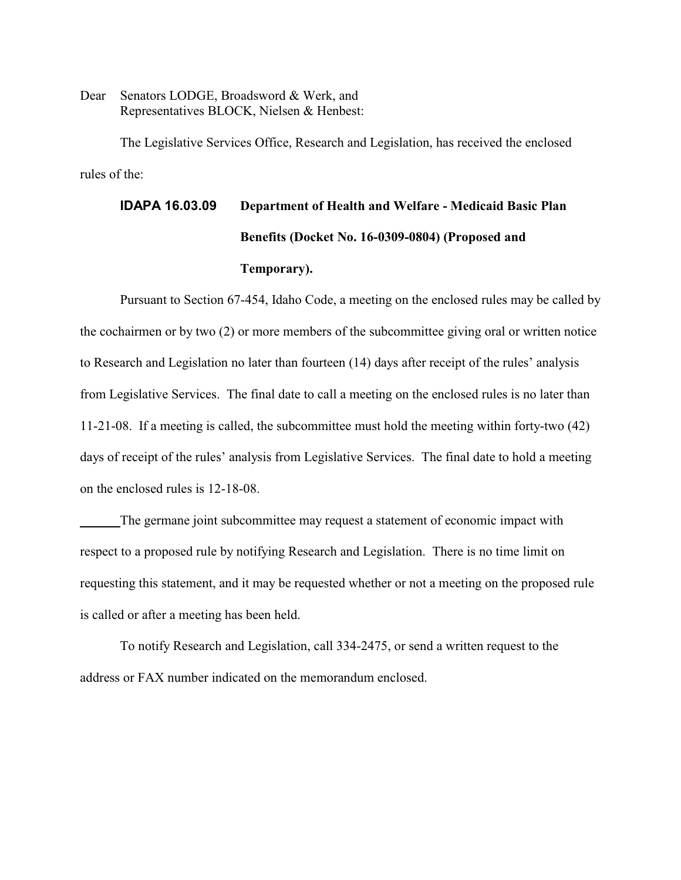Dear Senators LODGE, Broadsword & Werk, and
Representatives BLOCK, Nielsen & Henbest:

The Legislative Services Office, Research and Legislation, has received the enclosed rules of the:

**IDAPA 16.03.09 Department of Health and Welfare - Medicaid Basic Plan Benefits (Docket No. 16-0309-0804) (Proposed and Temporary).**

Pursuant to Section 67-454, Idaho Code, a meeting on the enclosed rules may be called by the cochairmen or by two (2) or more members of the subcommittee giving oral or written notice to Research and Legislation no later than fourteen (14) days after receipt of the rules' analysis from Legislative Services. The final date to call a meeting on the enclosed rules is no later than 11-21-08. If a meeting is called, the subcommittee must hold the meeting within forty-two (42) days of receipt of the rules' analysis from Legislative Services. The final date to hold a meeting on the enclosed rules is 12-18-08.

______The germane joint subcommittee may request a statement of economic impact with respect to a proposed rule by notifying Research and Legislation. There is no time limit on requesting this statement, and it may be requested whether or not a meeting on the proposed rule is called or after a meeting has been held.

To notify Research and Legislation, call 334-2475, or send a written request to the address or FAX number indicated on the memorandum enclosed.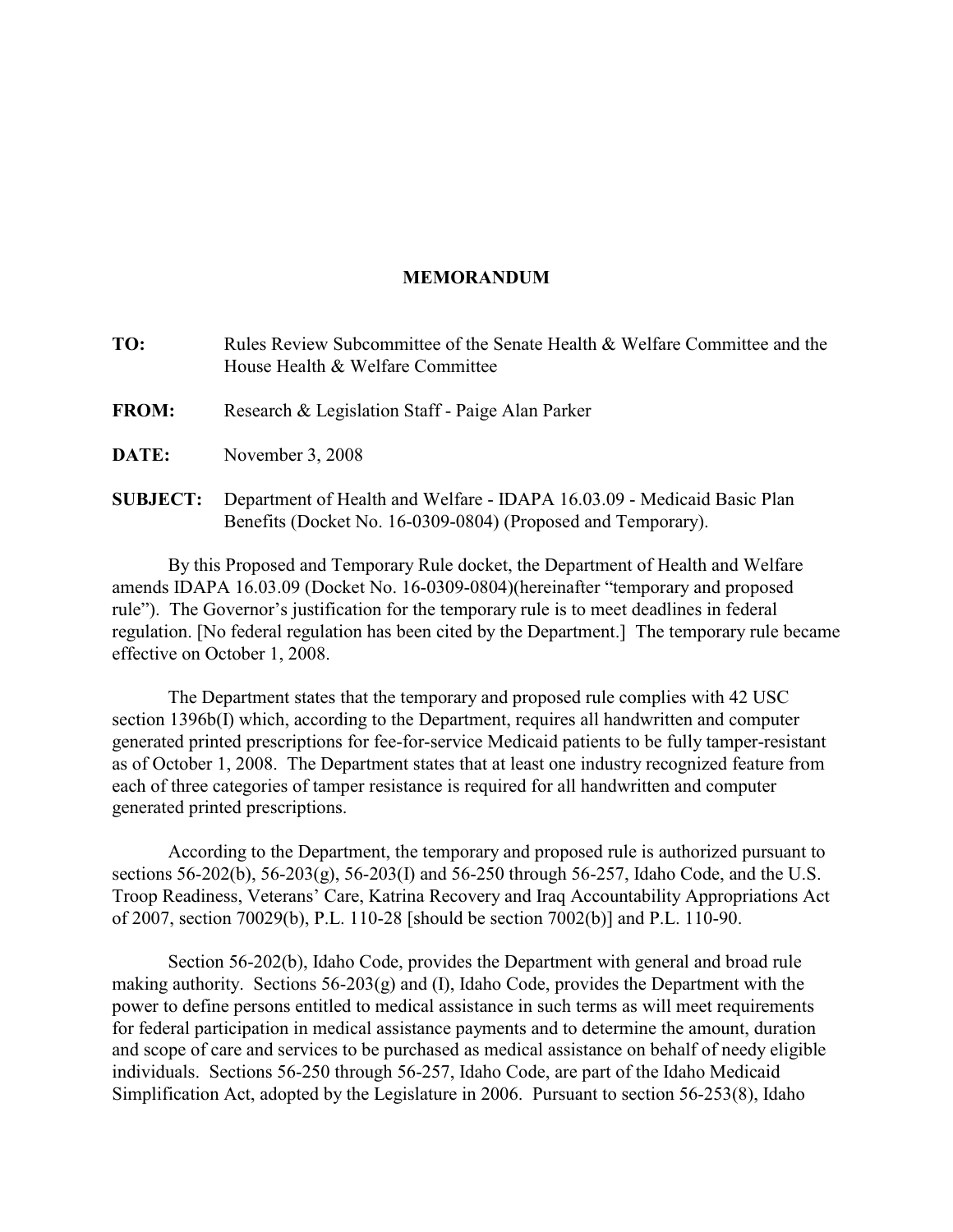**MEMORANDUM**

**TO:** Rules Review Subcommittee of the Senate Health & Welfare Committee and the House Health & Welfare Committee

**FROM:** Research & Legislation Staff - Paige Alan Parker

**DATE:** November 3, 2008

**SUBJECT:** Department of Health and Welfare - IDAPA 16.03.09 - Medicaid Basic Plan Benefits (Docket No. 16-0309-0804) (Proposed and Temporary).

By this Proposed and Temporary Rule docket, the Department of Health and Welfare amends IDAPA 16.03.09 (Docket No. 16-0309-0804)(hereinafter "temporary and proposed rule"). The Governor's justification for the temporary rule is to meet deadlines in federal regulation. [No federal regulation has been cited by the Department.] The temporary rule became effective on October 1, 2008.

The Department states that the temporary and proposed rule complies with 42 USC section 1396b(I) which, according to the Department, requires all handwritten and computer generated printed prescriptions for fee-for-service Medicaid patients to be fully tamper-resistant as of October 1, 2008. The Department states that at least one industry recognized feature from each of three categories of tamper resistance is required for all handwritten and computer generated printed prescriptions.

According to the Department, the temporary and proposed rule is authorized pursuant to sections 56-202(b), 56-203(g), 56-203(I) and 56-250 through 56-257, Idaho Code, and the U.S. Troop Readiness, Veterans' Care, Katrina Recovery and Iraq Accountability Appropriations Act of 2007, section 70029(b), P.L. 110-28 [should be section 7002(b)] and P.L. 110-90.

Section 56-202(b), Idaho Code, provides the Department with general and broad rule making authority. Sections 56-203(g) and (I), Idaho Code, provides the Department with the power to define persons entitled to medical assistance in such terms as will meet requirements for federal participation in medical assistance payments and to determine the amount, duration and scope of care and services to be purchased as medical assistance on behalf of needy eligible individuals. Sections 56-250 through 56-257, Idaho Code, are part of the Idaho Medicaid Simplification Act, adopted by the Legislature in 2006. Pursuant to section 56-253(8), Idaho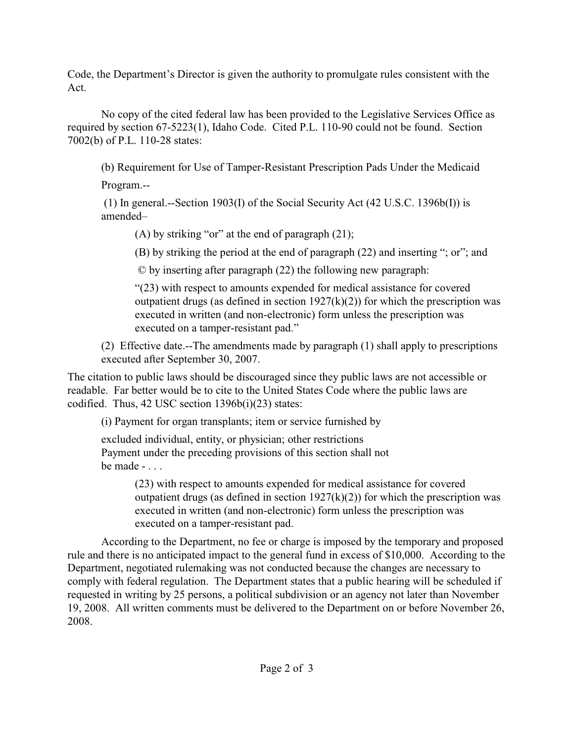Code, the Department's Director is given the authority to promulgate rules consistent with the Act.

No copy of the cited federal law has been provided to the Legislative Services Office as required by section 67-5223(1), Idaho Code. Cited P.L. 110-90 could not be found. Section 7002(b) of P.L. 110-28 states:

> (b) Requirement for Use of Tamper-Resistant Prescription Pads Under the Medicaid Program.--
>
> (1) In general.--Section 1903(I) of the Social Security Act (42 U.S.C. 1396b(I)) is amended–
>
> > (A) by striking "or" at the end of paragraph (21);
> >
> > (B) by striking the period at the end of paragraph (22) and inserting "; or"; and
> >
> > © by inserting after paragraph (22) the following new paragraph:
> >
> > "(23) with respect to amounts expended for medical assistance for covered outpatient drugs (as defined in section 1927(k)(2)) for which the prescription was executed in written (and non-electronic) form unless the prescription was executed on a tamper-resistant pad."
>
> (2) Effective date.--The amendments made by paragraph (1) shall apply to prescriptions executed after September 30, 2007.

The citation to public laws should be discouraged since they public laws are not accessible or readable. Far better would be to cite to the United States Code where the public laws are codified. Thus, 42 USC section 1396b(i)(23) states:

> (i) Payment for organ transplants; item or service furnished by
>
> excluded individual, entity, or physician; other restrictions Payment under the preceding provisions of this section shall not be made - . . .
>
> > (23) with respect to amounts expended for medical assistance for covered outpatient drugs (as defined in section 1927(k)(2)) for which the prescription was executed in written (and non-electronic) form unless the prescription was executed on a tamper-resistant pad.

According to the Department, no fee or charge is imposed by the temporary and proposed rule and there is no anticipated impact to the general fund in excess of $10,000. According to the Department, negotiated rulemaking was not conducted because the changes are necessary to comply with federal regulation. The Department states that a public hearing will be scheduled if requested in writing by 25 persons, a political subdivision or an agency not later than November 19, 2008. All written comments must be delivered to the Department on or before November 26, 2008.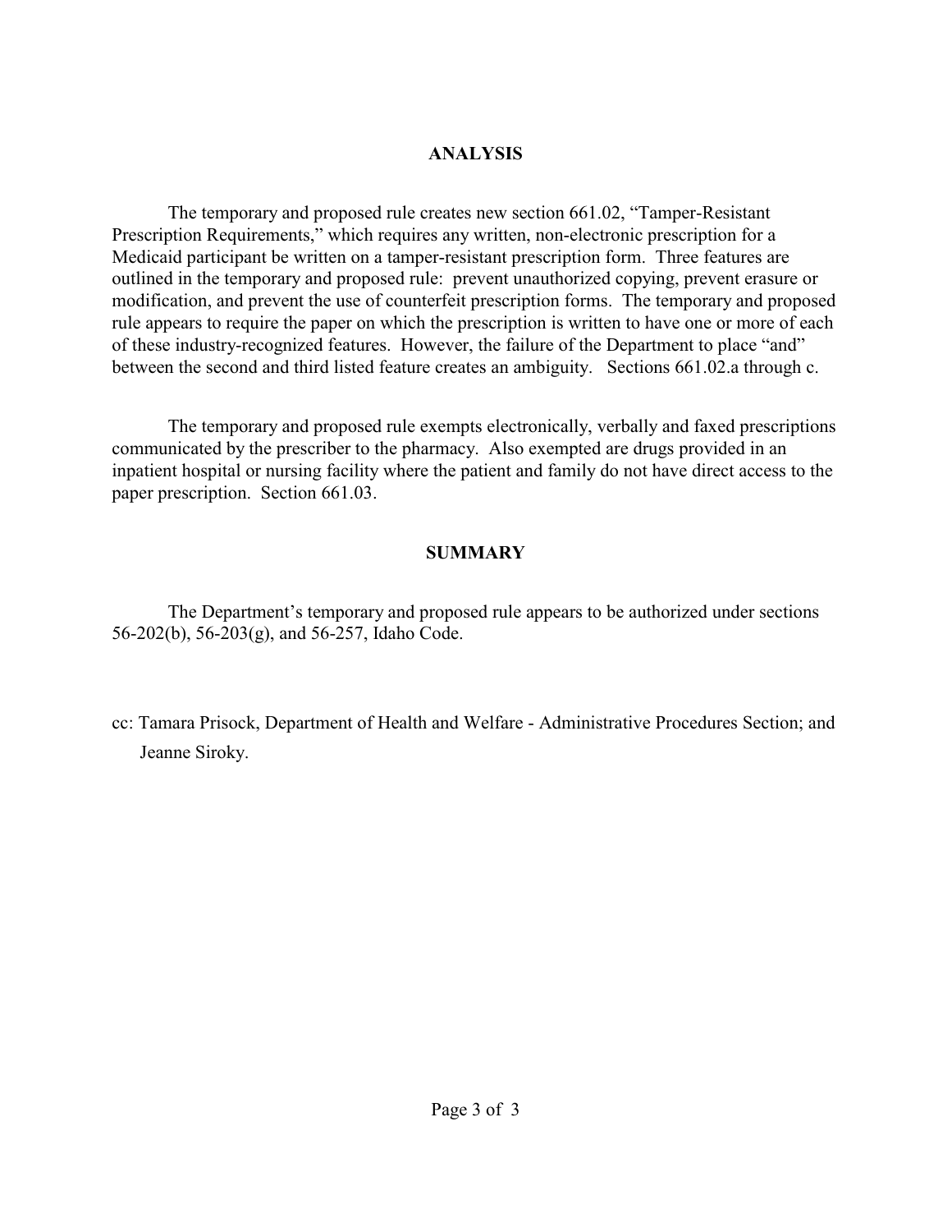## ANALYSIS

The temporary and proposed rule creates new section 661.02, "Tamper-Resistant Prescription Requirements," which requires any written, non-electronic prescription for a Medicaid participant be written on a tamper-resistant prescription form. Three features are outlined in the temporary and proposed rule: prevent unauthorized copying, prevent erasure or modification, and prevent the use of counterfeit prescription forms. The temporary and proposed rule appears to require the paper on which the prescription is written to have one or more of each of these industry-recognized features. However, the failure of the Department to place "and" between the second and third listed feature creates an ambiguity. Sections 661.02.a through c.

The temporary and proposed rule exempts electronically, verbally and faxed prescriptions communicated by the prescriber to the pharmacy. Also exempted are drugs provided in an inpatient hospital or nursing facility where the patient and family do not have direct access to the paper prescription. Section 661.03.

## SUMMARY

The Department's temporary and proposed rule appears to be authorized under sections 56-202(b), 56-203(g), and 56-257, Idaho Code.

cc: Tamara Prisock, Department of Health and Welfare - Administrative Procedures Section; and
Jeanne Siroky.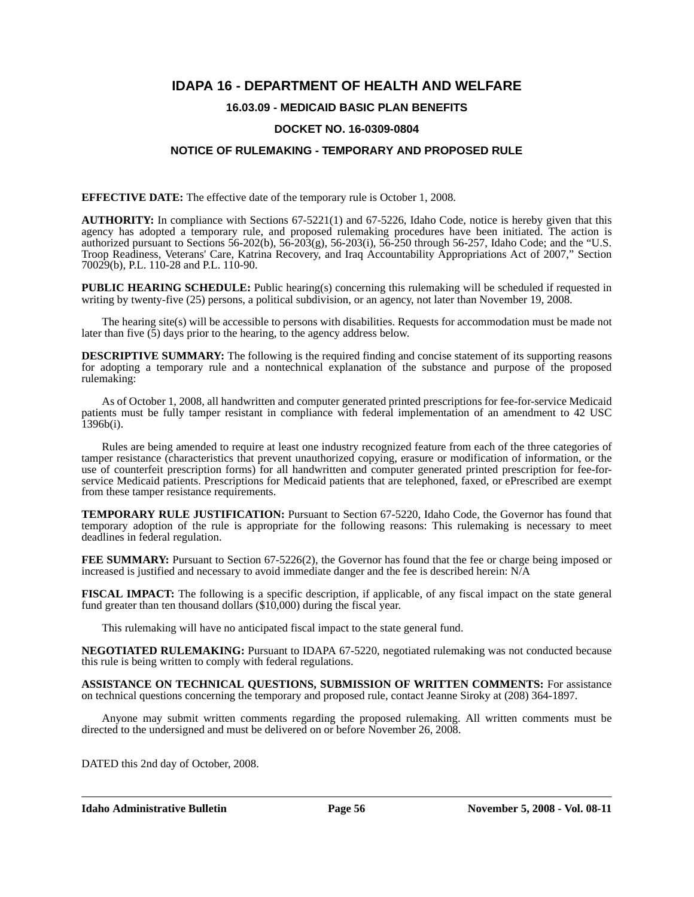# IDAPA 16 - DEPARTMENT OF HEALTH AND WELFARE

## 16.03.09 - MEDICAID BASIC PLAN BENEFITS

## DOCKET NO. 16-0309-0804

## NOTICE OF RULEMAKING - TEMPORARY AND PROPOSED RULE

**EFFECTIVE DATE:** The effective date of the temporary rule is October 1, 2008.

**AUTHORITY:** In compliance with Sections 67-5221(1) and 67-5226, Idaho Code, notice is hereby given that this agency has adopted a temporary rule, and proposed rulemaking procedures have been initiated. The action is authorized pursuant to Sections 56-202(b), 56-203(g), 56-203(i), 56-250 through 56-257, Idaho Code; and the "U.S. Troop Readiness, Veterans' Care, Katrina Recovery, and Iraq Accountability Appropriations Act of 2007," Section 70029(b), P.L. 110-28 and P.L. 110-90.

**PUBLIC HEARING SCHEDULE:** Public hearing(s) concerning this rulemaking will be scheduled if requested in writing by twenty-five (25) persons, a political subdivision, or an agency, not later than November 19, 2008.

The hearing site(s) will be accessible to persons with disabilities. Requests for accommodation must be made not later than five (5) days prior to the hearing, to the agency address below.

**DESCRIPTIVE SUMMARY:** The following is the required finding and concise statement of its supporting reasons for adopting a temporary rule and a nontechnical explanation of the substance and purpose of the proposed rulemaking:

As of October 1, 2008, all handwritten and computer generated printed prescriptions for fee-for-service Medicaid patients must be fully tamper resistant in compliance with federal implementation of an amendment to 42 USC 1396b(i).

Rules are being amended to require at least one industry recognized feature from each of the three categories of tamper resistance (characteristics that prevent unauthorized copying, erasure or modification of information, or the use of counterfeit prescription forms) for all handwritten and computer generated printed prescription for fee-for-service Medicaid patients. Prescriptions for Medicaid patients that are telephoned, faxed, or ePrescribed are exempt from these tamper resistance requirements.

**TEMPORARY RULE JUSTIFICATION:** Pursuant to Section 67-5220, Idaho Code, the Governor has found that temporary adoption of the rule is appropriate for the following reasons: This rulemaking is necessary to meet deadlines in federal regulation.

**FEE SUMMARY:** Pursuant to Section 67-5226(2), the Governor has found that the fee or charge being imposed or increased is justified and necessary to avoid immediate danger and the fee is described herein: N/A

**FISCAL IMPACT:** The following is a specific description, if applicable, of any fiscal impact on the state general fund greater than ten thousand dollars ($10,000) during the fiscal year.

This rulemaking will have no anticipated fiscal impact to the state general fund.

**NEGOTIATED RULEMAKING:** Pursuant to IDAPA 67-5220, negotiated rulemaking was not conducted because this rule is being written to comply with federal regulations.

**ASSISTANCE ON TECHNICAL QUESTIONS, SUBMISSION OF WRITTEN COMMENTS:** For assistance on technical questions concerning the temporary and proposed rule, contact Jeanne Siroky at (208) 364-1897.

Anyone may submit written comments regarding the proposed rulemaking. All written comments must be directed to the undersigned and must be delivered on or before November 26, 2008.

DATED this 2nd day of October, 2008.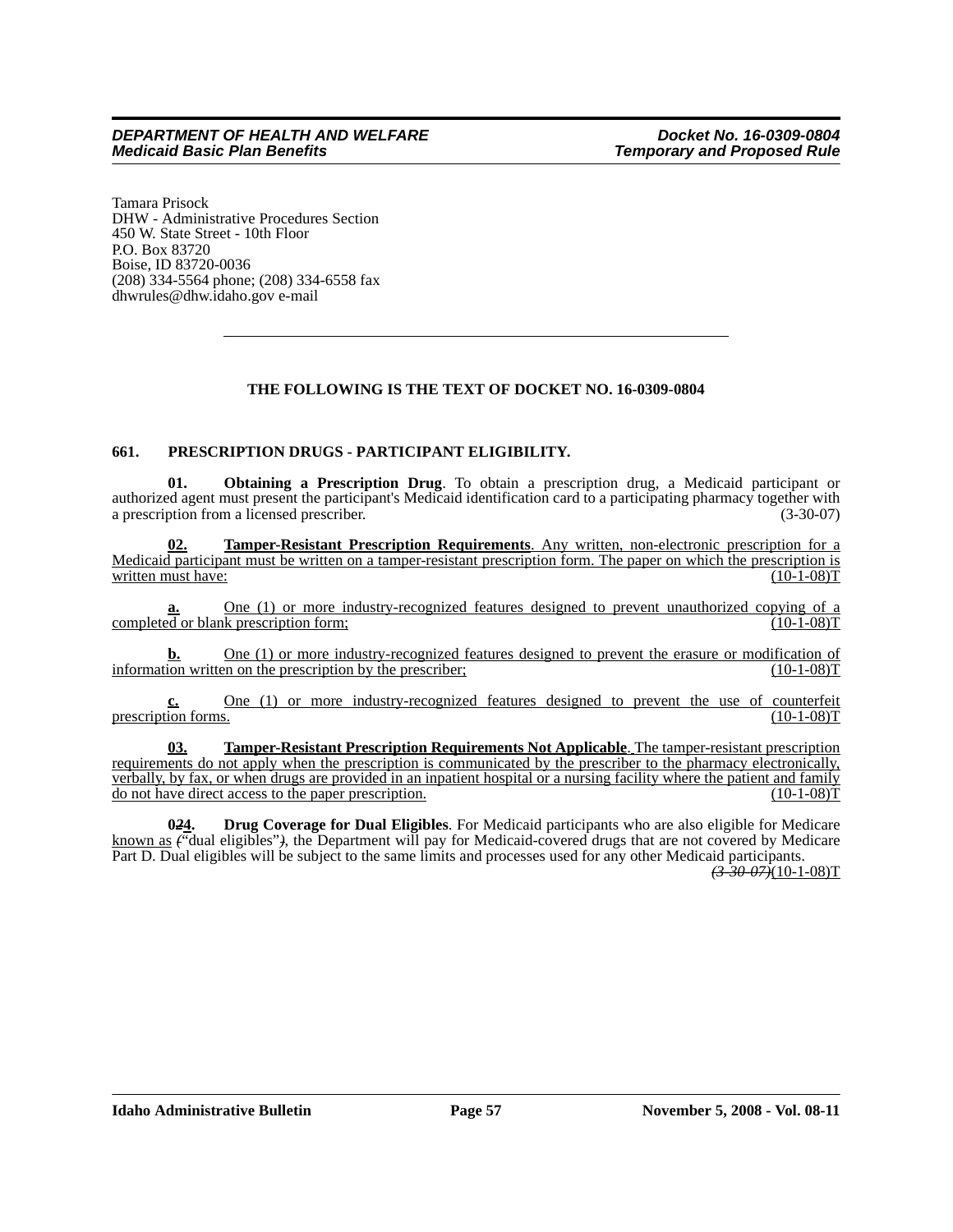Tamara Prisock
DHW - Administrative Procedures Section
450 W. State Street - 10th Floor
P.O. Box 83720
Boise, ID 83720-0036
(208) 334-5564 phone; (208) 334-6558 fax
dhwrules@dhw.idaho.gov e-mail

---

**THE FOLLOWING IS THE TEXT OF DOCKET NO. 16-0309-0804**

**661. PRESCRIPTION DRUGS - PARTICIPANT ELIGIBILITY.**

**01. Obtaining a Prescription Drug**. To obtain a prescription drug, a Medicaid participant or authorized agent must present the participant's Medicaid identification card to a participating pharmacy together with a prescription from a licensed prescriber. (3-30-07)

**02. Tamper-Resistant Prescription Requirements**. Any written, non-electronic prescription for a Medicaid participant must be written on a tamper-resistant prescription form. The paper on which the prescription is written must have: (10-1-08)T

**a.** One (1) or more industry-recognized features designed to prevent unauthorized copying of a completed or blank prescription form; (10-1-08)T

**b.** One (1) or more industry-recognized features designed to prevent the erasure or modification of information written on the prescription by the prescriber; (10-1-08)T

**c.** One (1) or more industry-recognized features designed to prevent the use of counterfeit prescription forms. (10-1-08)T

**03. Tamper-Resistant Prescription Requirements Not Applicable**. The tamper-resistant prescription requirements do not apply when the prescription is communicated by the prescriber to the pharmacy electronically, verbally, by fax, or when drugs are provided in an inpatient hospital or a nursing facility where the patient and family do not have direct access to the paper prescription. (10-1-08)T

**0~~2~~4. Drug Coverage for Dual Eligibles**. For Medicaid participants who are also eligible for Medicare known as ~~(~~"dual eligibles"~~)~~, the Department will pay for Medicaid-covered drugs that are not covered by Medicare Part D. Dual eligibles will be subject to the same limits and processes used for any other Medicaid participants. ~~(3-30-07)~~(10-1-08)T